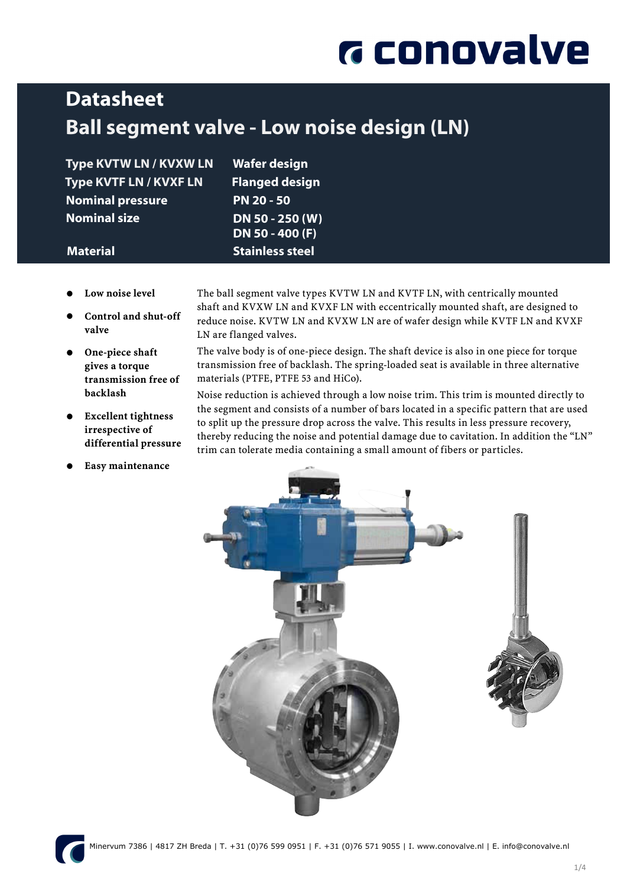# Datasheet

# Ball segment valve - Low noise design (LN)

| | |
|---|---|
| **Type KVTW LN / KVXW LN** | **Wafer design** |
| **Type KVTF LN / KVXF LN** | **Flanged design** |
| **Nominal pressure** | **PN 20 - 50** |
| **Nominal size** | **DN 50 - 250 (W)**<br>**DN 50 - 400 (F)** |
| **Material** | **Stainless steel** |

- **Low noise level**
- **Control and shut-off valve**
- **One-piece shaft gives a torque transmission free of backlash**
- **Excellent tightness irrespective of differential pressure**
- **Easy maintenance**

The ball segment valve types KVTW LN and KVTF LN, with centrically mounted shaft and KVXW LN and KVXF LN with eccentrically mounted shaft, are designed to reduce noise. KVTW LN and KVXW LN are of wafer design while KVTF LN and KVXF LN are flanged valves.

The valve body is of one-piece design. The shaft device is also in one piece for torque transmission free of backlash. The spring-loaded seat is available in three alternative materials (PTFE, PTFE 53 and HiCo).

Noise reduction is achieved through a low noise trim. This trim is mounted directly to the segment and consists of a number of bars located in a specific pattern that are used to split up the pressure drop across the valve. This results in less pressure recovery, thereby reducing the noise and potential damage due to cavitation. In addition the "LN" trim can tolerate media containing a small amount of fibers or particles.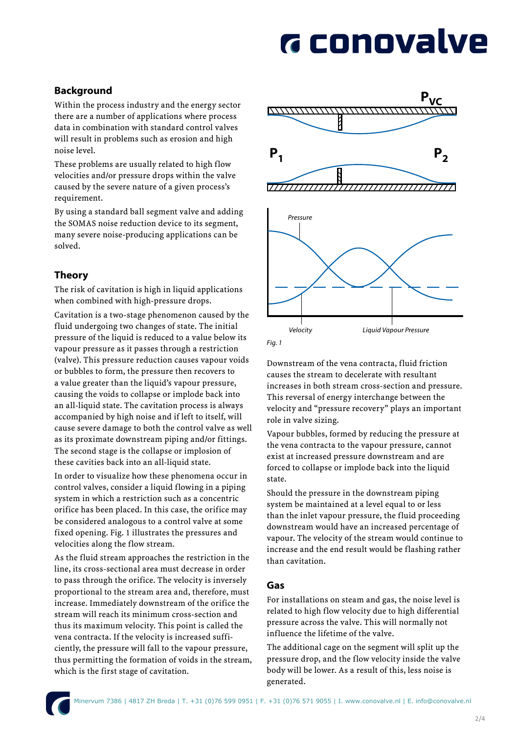## Background

Within the process industry and the energy sector there are a number of applications where process data in combination with standard control valves will result in problems such as erosion and high noise level.

These problems are usually related to high flow velocities and/or pressure drops within the valve caused by the severe nature of a given process's requirement.

By using a standard ball segment valve and adding the SOMAS noise reduction device to its segment, many severe noise-producing applications can be solved.

## Theory

The risk of cavitation is high in liquid applications when combined with high-pressure drops.

Cavitation is a two-stage phenomenon caused by the fluid undergoing two changes of state. The initial pressure of the liquid is reduced to a value below its vapour pressure as it passes through a restriction (valve). This pressure reduction causes vapour voids or bubbles to form, the pressure then recovers to a value greater than the liquid's vapour pressure, causing the voids to collapse or implode back into an all-liquid state. The cavitation process is always accompanied by high noise and if left to itself, will cause severe damage to both the control valve as well as its proximate downstream piping and/or fittings. The second stage is the collapse or implosion of these cavities back into an all-liquid state.

In order to visualize how these phenomena occur in control valves, consider a liquid flowing in a piping system in which a restriction such as a concentric orifice has been placed. In this case, the orifice may be considered analogous to a control valve at some fixed opening. Fig. 1 illustrates the pressures and velocities along the flow stream.

As the fluid stream approaches the restriction in the line, its cross-sectional area must decrease in order to pass through the orifice. The velocity is inversely proportional to the stream area and, therefore, must increase. Immediately downstream of the orifice the stream will reach its minimum cross-section and thus its maximum velocity. This point is called the vena contracta. If the velocity is increased sufficiently, the pressure will fall to the vapour pressure, thus permitting the formation of voids in the stream, which is the first stage of cavitation.

$P_{VC}$

$P_1$ $P_2$

Pressure

Velocity Liquid Vapour Pressure

*Fig. 1*

Downstream of the vena contracta, fluid friction causes the stream to decelerate with resultant increases in both stream cross-section and pressure. This reversal of energy interchange between the velocity and "pressure recovery" plays an important role in valve sizing.

Vapour bubbles, formed by reducing the pressure at the vena contracta to the vapour pressure, cannot exist at increased pressure downstream and are forced to collapse or implode back into the liquid state.

Should the pressure in the downstream piping system be maintained at a level equal to or less than the inlet vapour pressure, the fluid proceeding downstream would have an increased percentage of vapour. The velocity of the stream would continue to increase and the end result would be flashing rather than cavitation.

## Gas

For installations on steam and gas, the noise level is related to high flow velocity due to high differential pressure across the valve. This will normally not influence the lifetime of the valve.

The additional cage on the segment will split up the pressure drop, and the flow velocity inside the valve body will be lower. As a result of this, less noise is generated.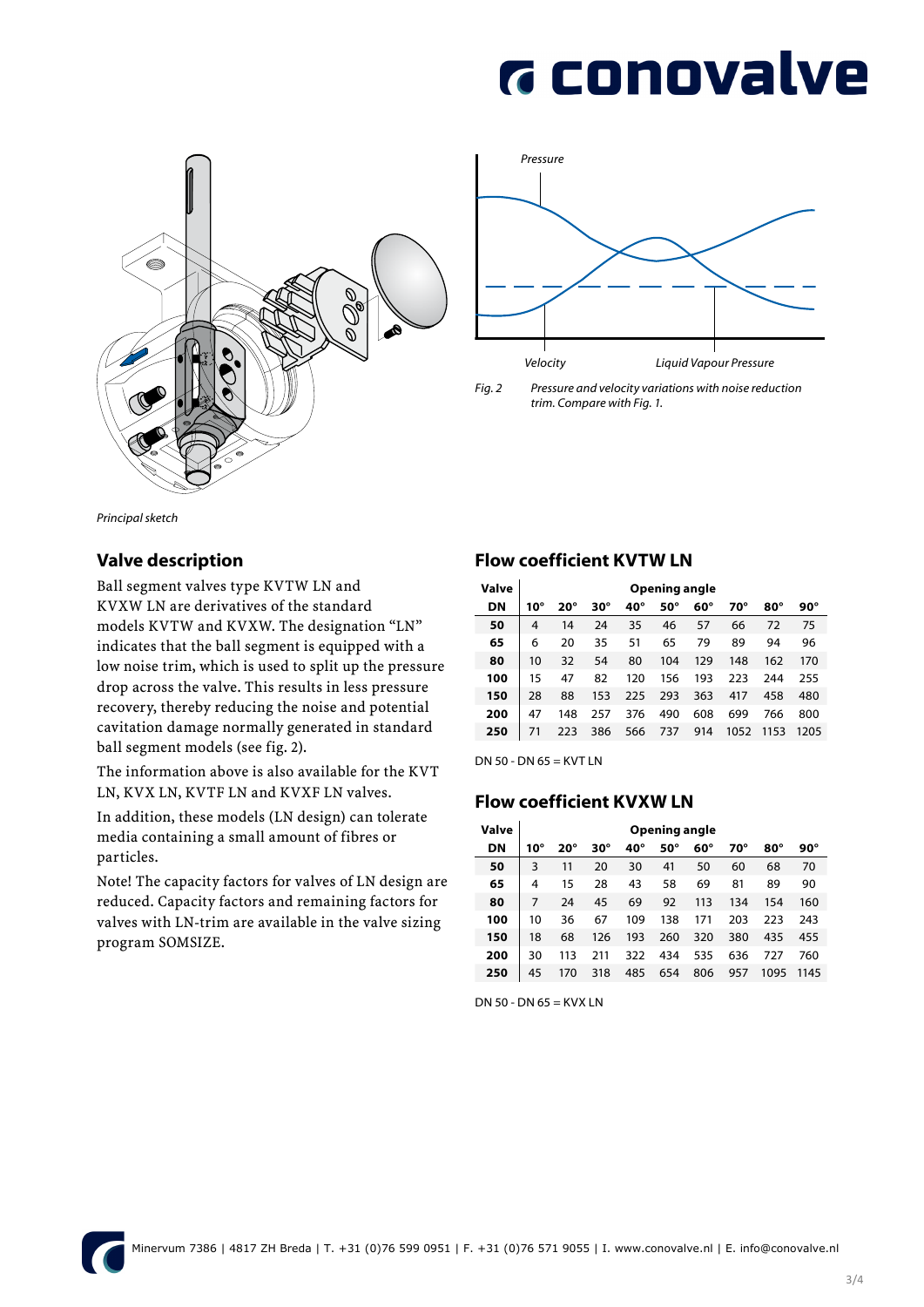Principal sketch

Pressure

Velocity

Liquid Vapour Pressure

*Fig. 2* *Pressure and velocity variations with noise reduction trim. Compare with Fig. 1.*

## Valve description

Ball segment valves type KVTW LN and KVXW LN are derivatives of the standard models KVTW and KVXW. The designation "LN" indicates that the ball segment is equipped with a low noise trim, which is used to split up the pressure drop across the valve. This results in less pressure recovery, thereby reducing the noise and potential cavitation damage normally generated in standard ball segment models (see fig. 2).

The information above is also available for the KVT LN, KVX LN, KVTF LN and KVXF LN valves.

In addition, these models (LN design) can tolerate media containing a small amount of fibres or particles.

Note! The capacity factors for valves of LN design are reduced. Capacity factors and remaining factors for valves with LN-trim are available in the valve sizing program SOMSIZE.

## Flow coefficient KVTW LN

| Valve | Opening angle | | | | | | | | |
|---|---|---|---|---|---|---|---|---|---|
| **DN** | **10°** | **20°** | **30°** | **40°** | **50°** | **60°** | **70°** | **80°** | **90°** |
| **50** | 4 | 14 | 24 | 35 | 46 | 57 | 66 | 72 | 75 |
| **65** | 6 | 20 | 35 | 51 | 65 | 79 | 89 | 94 | 96 |
| **80** | 10 | 32 | 54 | 80 | 104 | 129 | 148 | 162 | 170 |
| **100** | 15 | 47 | 82 | 120 | 156 | 193 | 223 | 244 | 255 |
| **150** | 28 | 88 | 153 | 225 | 293 | 363 | 417 | 458 | 480 |
| **200** | 47 | 148 | 257 | 376 | 490 | 608 | 699 | 766 | 800 |
| **250** | 71 | 223 | 386 | 566 | 737 | 914 | 1052 | 1153 | 1205 |

DN 50 - DN 65 = KVT LN

## Flow coefficient KVXW LN

| Valve | Opening angle | | | | | | | | |
|---|---|---|---|---|---|---|---|---|---|
| **DN** | **10°** | **20°** | **30°** | **40°** | **50°** | **60°** | **70°** | **80°** | **90°** |
| **50** | 3 | 11 | 20 | 30 | 41 | 50 | 60 | 68 | 70 |
| **65** | 4 | 15 | 28 | 43 | 58 | 69 | 81 | 89 | 90 |
| **80** | 7 | 24 | 45 | 69 | 92 | 113 | 134 | 154 | 160 |
| **100** | 10 | 36 | 67 | 109 | 138 | 171 | 203 | 223 | 243 |
| **150** | 18 | 68 | 126 | 193 | 260 | 320 | 380 | 435 | 455 |
| **200** | 30 | 113 | 211 | 322 | 434 | 535 | 636 | 727 | 760 |
| **250** | 45 | 170 | 318 | 485 | 654 | 806 | 957 | 1095 | 1145 |

DN 50 - DN 65 = KVX LN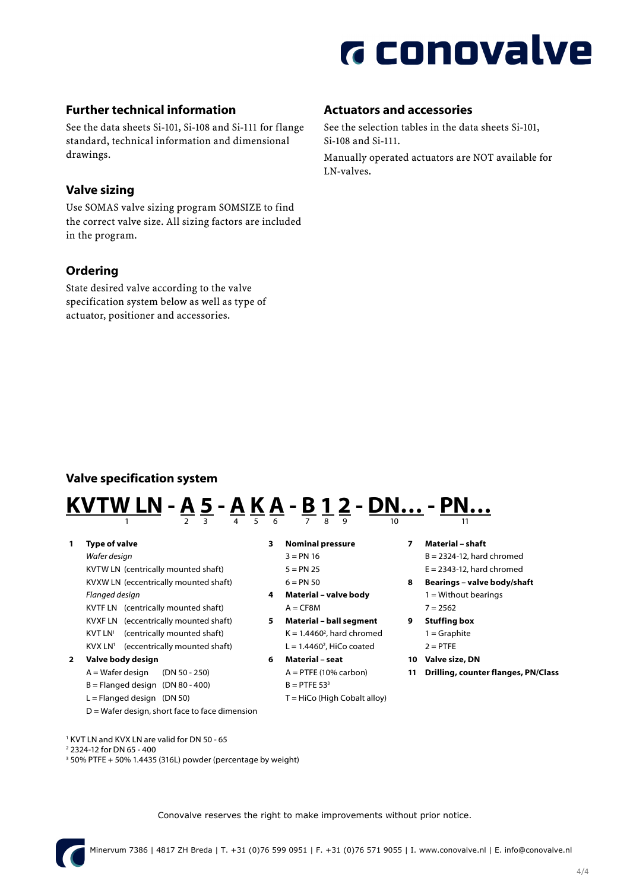## Further technical information

See the data sheets Si-101, Si-108 and Si-111 for flange standard, technical information and dimensional drawings.

## Valve sizing

Use SOMAS valve sizing program SOMSIZE to find the correct valve size. All sizing factors are included in the program.

## Ordering

State desired valve according to the valve specification system below as well as type of actuator, positioner and accessories.

## Actuators and accessories

See the selection tables in the data sheets Si-101, Si-108 and Si-111.

Manually operated actuators are NOT available for LN-valves.

## Valve specification system

**KVTW LN - A 5 - A K A - B 1 2 - DN... - PN...**

| KVTW LN | A | 5 | A | K | A | B | 1 | 2 | DN... | PN... |
|---|---|---|---|---|---|---|---|---|---|---|
| 1 | 2 | 3 | 4 | 5 | 6 | 7 | 8 | 9 | 10 | 11 |

**1 Type of valve**

*Wafer design*
- KVTW LN (centrically mounted shaft)
- KVXW LN (eccentrically mounted shaft)

*Flanged design*
- KVTF LN (centrically mounted shaft)
- KVXF LN (eccentrically mounted shaft)
- KVT LN[1] (centrically mounted shaft)
- KVX LN[1] (eccentrically mounted shaft)

**2 Valve body design**
- A = Wafer design (DN 50 - 250)
- B = Flanged design (DN 80 - 400)
- L = Flanged design (DN 50)
- D = Wafer design, short face to face dimension

**3 Nominal pressure**
- 3 = PN 16
- 5 = PN 25
- 6 = PN 50

**4 Material – valve body**
- A = CF8M

**5 Material – ball segment**
- K = 1.4460[2], hard chromed
- L = 1.4460[2], HiCo coated

**6 Material – seat**
- A = PTFE (10% carbon)
- B = PTFE 53[3]
- T = HiCo (High Cobalt alloy)

**7 Material – shaft**
- B = 2324-12, hard chromed
- E = 2343-12, hard chromed

**8 Bearings – valve body/shaft**
- 1 = Without bearings
- 7 = 2562

**9 Stuffing box**
- 1 = Graphite
- 2 = PTFE

**10 Valve size, DN**

**11 Drilling, counter flanges, PN/Class**

[1] KVT LN and KVX LN are valid for DN 50 - 65
[2] 2324-12 for DN 65 - 400
[3] 50% PTFE + 50% 1.4435 (316L) powder (percentage by weight)

Conovalve reserves the right to make improvements without prior notice.

Minervum 7386 | 4817 ZH Breda | T. +31 (0)76 599 0951 | F. +31 (0)76 571 9055 | I. www.conovalve.nl | E. info@conovalve.nl